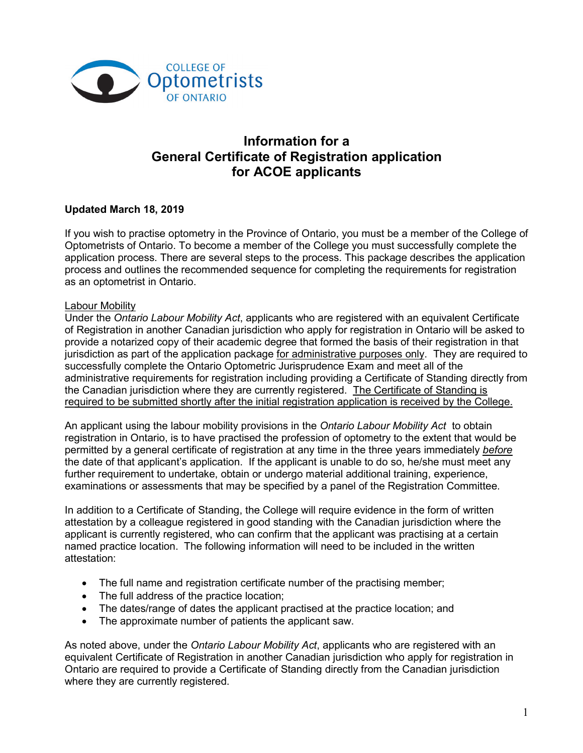COLLEGE OF Optometrists OF ONTARIO

# Information for a General Certificate of Registration application for ACOE applicants

**Updated March 18, 2019**

If you wish to practise optometry in the Province of Ontario, you must be a member of the College of Optometrists of Ontario. To become a member of the College you must successfully complete the application process. There are several steps to the process. This package describes the application process and outlines the recommended sequence for completing the requirements for registration as an optometrist in Ontario.

Labour Mobility

Under the *Ontario Labour Mobility Act*, applicants who are registered with an equivalent Certificate of Registration in another Canadian jurisdiction who apply for registration in Ontario will be asked to provide a notarized copy of their academic degree that formed the basis of their registration in that jurisdiction as part of the application package for administrative purposes only. They are required to successfully complete the Ontario Optometric Jurisprudence Exam and meet all of the administrative requirements for registration including providing a Certificate of Standing directly from the Canadian jurisdiction where they are currently registered. The Certificate of Standing is required to be submitted shortly after the initial registration application is received by the College.

An applicant using the labour mobility provisions in the *Ontario Labour Mobility Act* to obtain registration in Ontario, is to have practised the profession of optometry to the extent that would be permitted by a general certificate of registration at any time in the three years immediately *before* the date of that applicant's application. If the applicant is unable to do so, he/she must meet any further requirement to undertake, obtain or undergo material additional training, experience, examinations or assessments that may be specified by a panel of the Registration Committee.

In addition to a Certificate of Standing, the College will require evidence in the form of written attestation by a colleague registered in good standing with the Canadian jurisdiction where the applicant is currently registered, who can confirm that the applicant was practising at a certain named practice location. The following information will need to be included in the written attestation:

- The full name and registration certificate number of the practising member;
- The full address of the practice location;
- The dates/range of dates the applicant practised at the practice location; and
- The approximate number of patients the applicant saw.

As noted above, under the *Ontario Labour Mobility Act*, applicants who are registered with an equivalent Certificate of Registration in another Canadian jurisdiction who apply for registration in Ontario are required to provide a Certificate of Standing directly from the Canadian jurisdiction where they are currently registered.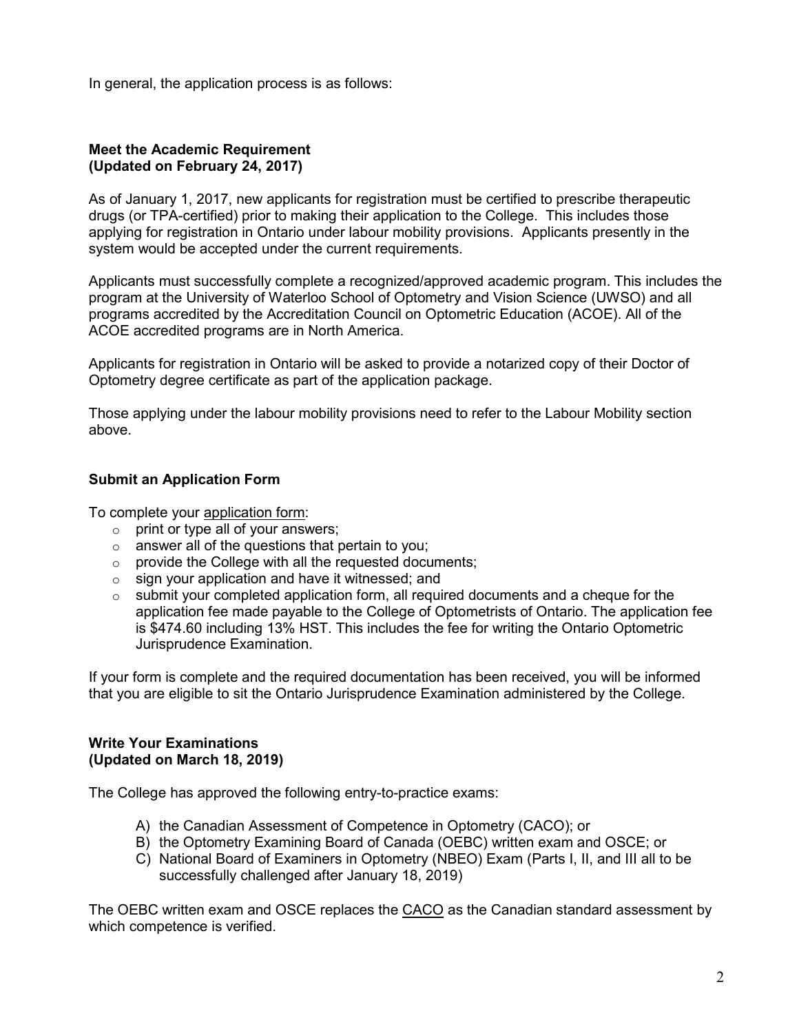In general, the application process is as follows:

## Meet the Academic Requirement (Updated on February 24, 2017)

As of January 1, 2017, new applicants for registration must be certified to prescribe therapeutic drugs (or TPA-certified) prior to making their application to the College. This includes those applying for registration in Ontario under labour mobility provisions. Applicants presently in the system would be accepted under the current requirements.

Applicants must successfully complete a recognized/approved academic program. This includes the program at the University of Waterloo School of Optometry and Vision Science (UWSO) and all programs accredited by the Accreditation Council on Optometric Education (ACOE). All of the ACOE accredited programs are in North America.

Applicants for registration in Ontario will be asked to provide a notarized copy of their Doctor of Optometry degree certificate as part of the application package.

Those applying under the labour mobility provisions need to refer to the Labour Mobility section above.

## Submit an Application Form

To complete your application form:

- print or type all of your answers;
- answer all of the questions that pertain to you;
- provide the College with all the requested documents;
- sign your application and have it witnessed; and
- submit your completed application form, all required documents and a cheque for the application fee made payable to the College of Optometrists of Ontario. The application fee is $474.60 including 13% HST. This includes the fee for writing the Ontario Optometric Jurisprudence Examination.

If your form is complete and the required documentation has been received, you will be informed that you are eligible to sit the Ontario Jurisprudence Examination administered by the College.

## Write Your Examinations (Updated on March 18, 2019)

The College has approved the following entry-to-practice exams:

A) the Canadian Assessment of Competence in Optometry (CACO); or
B) the Optometry Examining Board of Canada (OEBC) written exam and OSCE; or
C) National Board of Examiners in Optometry (NBEO) Exam (Parts I, II, and III all to be successfully challenged after January 18, 2019)

The OEBC written exam and OSCE replaces the CACO as the Canadian standard assessment by which competence is verified.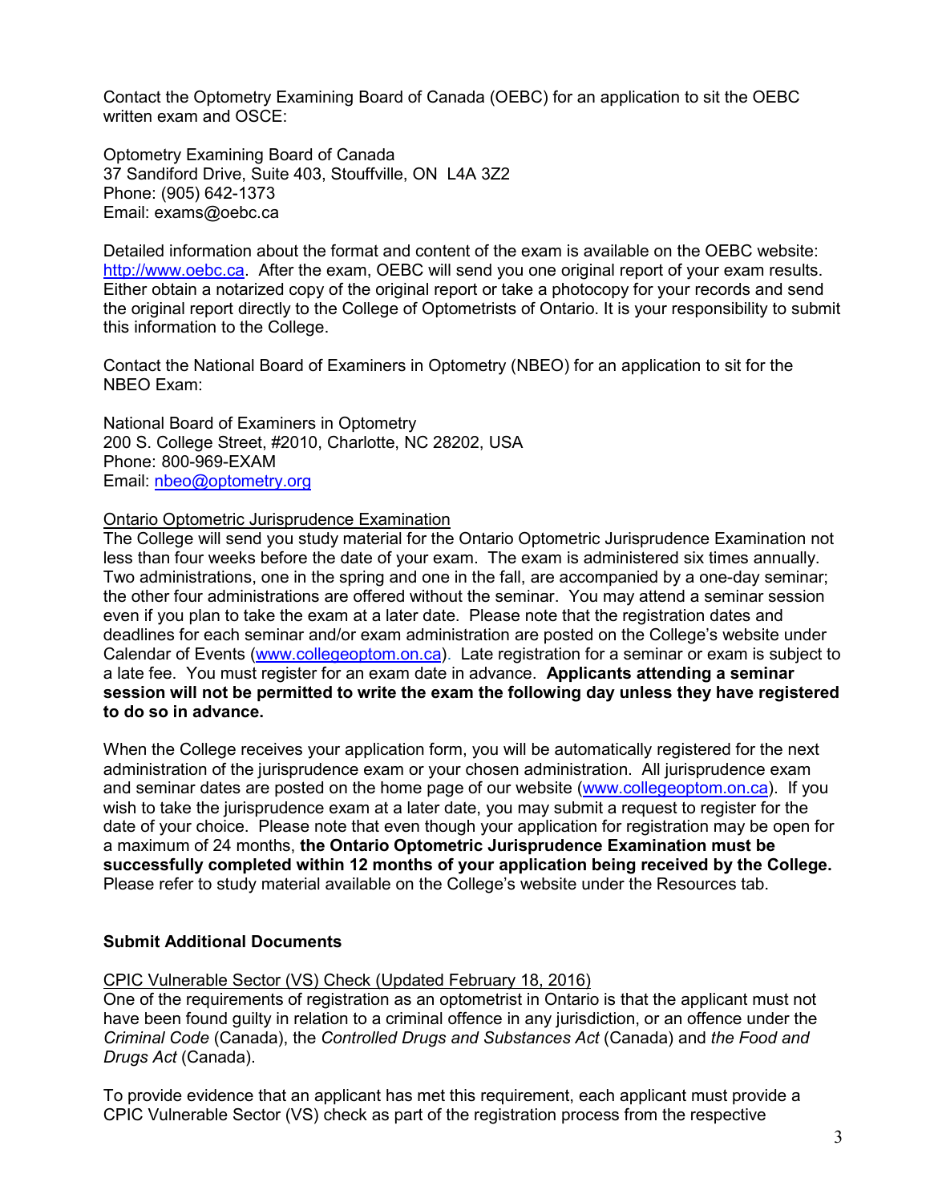Contact the Optometry Examining Board of Canada (OEBC) for an application to sit the OEBC written exam and OSCE:

Optometry Examining Board of Canada
37 Sandiford Drive, Suite 403, Stouffville, ON L4A 3Z2
Phone: (905) 642-1373
Email: exams@oebc.ca

Detailed information about the format and content of the exam is available on the OEBC website: http://www.oebc.ca. After the exam, OEBC will send you one original report of your exam results. Either obtain a notarized copy of the original report or take a photocopy for your records and send the original report directly to the College of Optometrists of Ontario. It is your responsibility to submit this information to the College.

Contact the National Board of Examiners in Optometry (NBEO) for an application to sit for the NBEO Exam:

National Board of Examiners in Optometry
200 S. College Street, #2010, Charlotte, NC 28202, USA
Phone: 800-969-EXAM
Email: nbeo@optometry.org

Ontario Optometric Jurisprudence Examination

The College will send you study material for the Ontario Optometric Jurisprudence Examination not less than four weeks before the date of your exam. The exam is administered six times annually. Two administrations, one in the spring and one in the fall, are accompanied by a one-day seminar; the other four administrations are offered without the seminar. You may attend a seminar session even if you plan to take the exam at a later date. Please note that the registration dates and deadlines for each seminar and/or exam administration are posted on the College's website under Calendar of Events (www.collegeoptom.on.ca). Late registration for a seminar or exam is subject to a late fee. You must register for an exam date in advance. **Applicants attending a seminar session will not be permitted to write the exam the following day unless they have registered to do so in advance.**

When the College receives your application form, you will be automatically registered for the next administration of the jurisprudence exam or your chosen administration. All jurisprudence exam and seminar dates are posted on the home page of our website (www.collegeoptom.on.ca). If you wish to take the jurisprudence exam at a later date, you may submit a request to register for the date of your choice. Please note that even though your application for registration may be open for a maximum of 24 months, **the Ontario Optometric Jurisprudence Examination must be successfully completed within 12 months of your application being received by the College.** Please refer to study material available on the College's website under the Resources tab.

## Submit Additional Documents

CPIC Vulnerable Sector (VS) Check (Updated February 18, 2016)

One of the requirements of registration as an optometrist in Ontario is that the applicant must not have been found guilty in relation to a criminal offence in any jurisdiction, or an offence under the *Criminal Code* (Canada), the *Controlled Drugs and Substances Act* (Canada) and *the Food and Drugs Act* (Canada).

To provide evidence that an applicant has met this requirement, each applicant must provide a CPIC Vulnerable Sector (VS) check as part of the registration process from the respective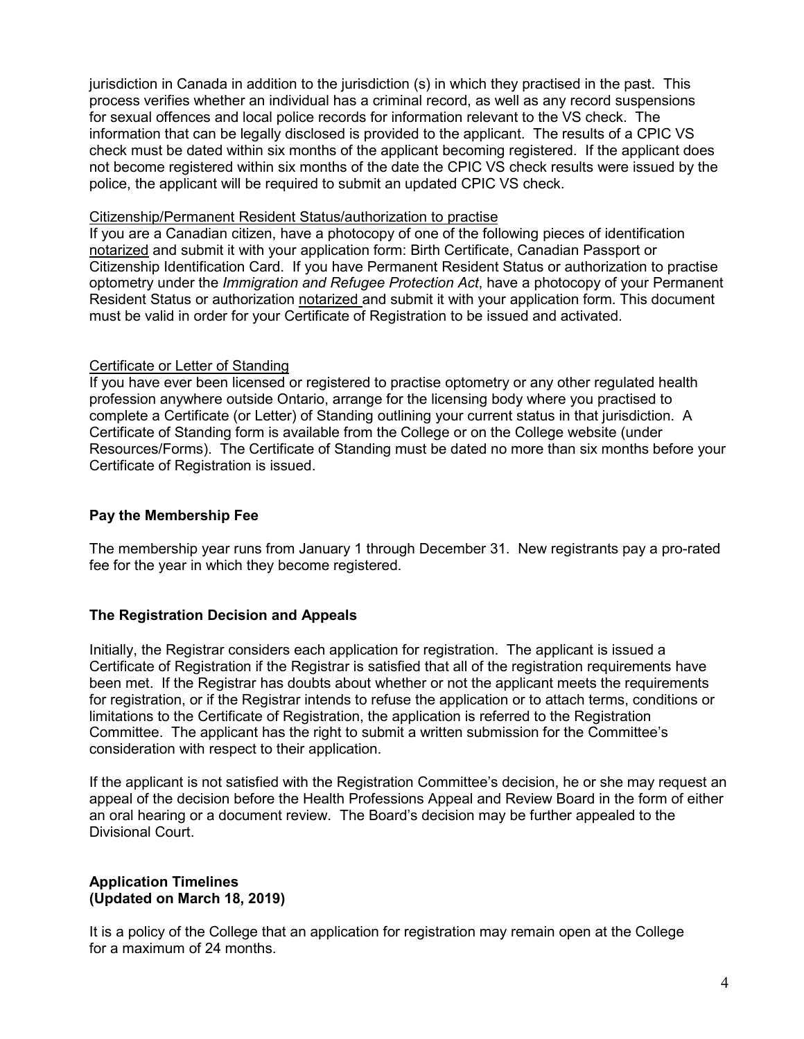jurisdiction in Canada in addition to the jurisdiction (s) in which they practised in the past. This process verifies whether an individual has a criminal record, as well as any record suspensions for sexual offences and local police records for information relevant to the VS check. The information that can be legally disclosed is provided to the applicant. The results of a CPIC VS check must be dated within six months of the applicant becoming registered. If the applicant does not become registered within six months of the date the CPIC VS check results were issued by the police, the applicant will be required to submit an updated CPIC VS check.

Citizenship/Permanent Resident Status/authorization to practise

If you are a Canadian citizen, have a photocopy of one of the following pieces of identification notarized and submit it with your application form: Birth Certificate, Canadian Passport or Citizenship Identification Card. If you have Permanent Resident Status or authorization to practise optometry under the *Immigration and Refugee Protection Act*, have a photocopy of your Permanent Resident Status or authorization notarized and submit it with your application form. This document must be valid in order for your Certificate of Registration to be issued and activated.

Certificate or Letter of Standing

If you have ever been licensed or registered to practise optometry or any other regulated health profession anywhere outside Ontario, arrange for the licensing body where you practised to complete a Certificate (or Letter) of Standing outlining your current status in that jurisdiction. A Certificate of Standing form is available from the College or on the College website (under Resources/Forms). The Certificate of Standing must be dated no more than six months before your Certificate of Registration is issued.

**Pay the Membership Fee**

The membership year runs from January 1 through December 31. New registrants pay a pro-rated fee for the year in which they become registered.

**The Registration Decision and Appeals**

Initially, the Registrar considers each application for registration. The applicant is issued a Certificate of Registration if the Registrar is satisfied that all of the registration requirements have been met. If the Registrar has doubts about whether or not the applicant meets the requirements for registration, or if the Registrar intends to refuse the application or to attach terms, conditions or limitations to the Certificate of Registration, the application is referred to the Registration Committee. The applicant has the right to submit a written submission for the Committee's consideration with respect to their application.

If the applicant is not satisfied with the Registration Committee's decision, he or she may request an appeal of the decision before the Health Professions Appeal and Review Board in the form of either an oral hearing or a document review. The Board's decision may be further appealed to the Divisional Court.

**Application Timelines**
**(Updated on March 18, 2019)**

It is a policy of the College that an application for registration may remain open at the College for a maximum of 24 months.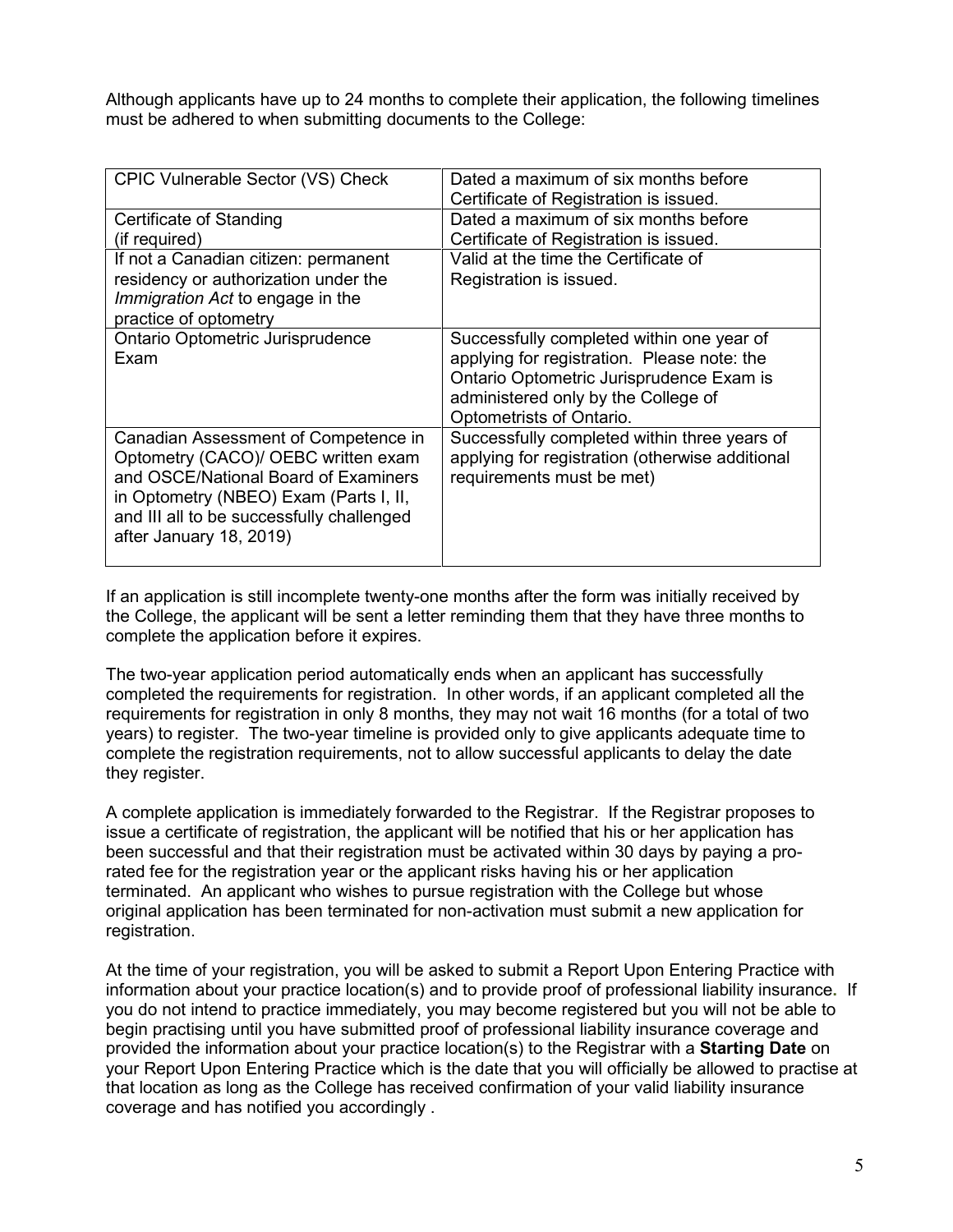Although applicants have up to 24 months to complete their application, the following timelines must be adhered to when submitting documents to the College:

| | |
|---|---|
| CPIC Vulnerable Sector (VS) Check | Dated a maximum of six months before Certificate of Registration is issued. |
| Certificate of Standing (if required) | Dated a maximum of six months before Certificate of Registration is issued. |
| If not a Canadian citizen: permanent residency or authorization under the *Immigration Act* to engage in the practice of optometry | Valid at the time the Certificate of Registration is issued. |
| Ontario Optometric Jurisprudence Exam | Successfully completed within one year of applying for registration. Please note: the Ontario Optometric Jurisprudence Exam is administered only by the College of Optometrists of Ontario. |
| Canadian Assessment of Competence in Optometry (CACO)/ OEBC written exam and OSCE/National Board of Examiners in Optometry (NBEO) Exam (Parts I, II, and III all to be successfully challenged after January 18, 2019) | Successfully completed within three years of applying for registration (otherwise additional requirements must be met) |

If an application is still incomplete twenty-one months after the form was initially received by the College, the applicant will be sent a letter reminding them that they have three months to complete the application before it expires.

The two-year application period automatically ends when an applicant has successfully completed the requirements for registration. In other words, if an applicant completed all the requirements for registration in only 8 months, they may not wait 16 months (for a total of two years) to register. The two-year timeline is provided only to give applicants adequate time to complete the registration requirements, not to allow successful applicants to delay the date they register.

A complete application is immediately forwarded to the Registrar. If the Registrar proposes to issue a certificate of registration, the applicant will be notified that his or her application has been successful and that their registration must be activated within 30 days by paying a pro-rated fee for the registration year or the applicant risks having his or her application terminated. An applicant who wishes to pursue registration with the College but whose original application has been terminated for non-activation must submit a new application for registration.

At the time of your registration, you will be asked to submit a Report Upon Entering Practice with information about your practice location(s) and to provide proof of professional liability insurance. If you do not intend to practice immediately, you may become registered but you will not be able to begin practising until you have submitted proof of professional liability insurance coverage and provided the information about your practice location(s) to the Registrar with a **Starting Date** on your Report Upon Entering Practice which is the date that you will officially be allowed to practise at that location as long as the College has received confirmation of your valid liability insurance coverage and has notified you accordingly .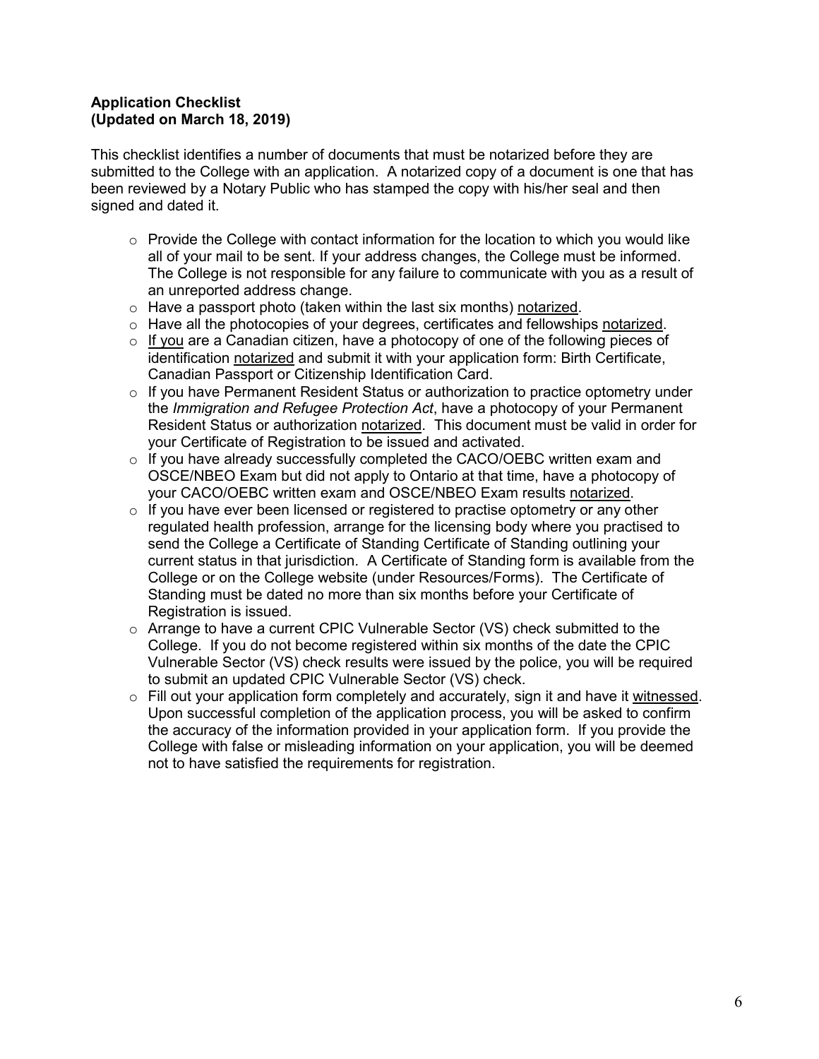**Application Checklist**
**(Updated on March 18, 2019)**

This checklist identifies a number of documents that must be notarized before they are submitted to the College with an application. A notarized copy of a document is one that has been reviewed by a Notary Public who has stamped the copy with his/her seal and then signed and dated it.

- Provide the College with contact information for the location to which you would like all of your mail to be sent. If your address changes, the College must be informed. The College is not responsible for any failure to communicate with you as a result of an unreported address change.
- Have a passport photo (taken within the last six months) <u>notarized</u>.
- Have all the photocopies of your degrees, certificates and fellowships <u>notarized</u>.
- <u>If you</u> are a Canadian citizen, have a photocopy of one of the following pieces of identification <u>notarized</u> and submit it with your application form: Birth Certificate, Canadian Passport or Citizenship Identification Card.
- If you have Permanent Resident Status or authorization to practice optometry under the *Immigration and Refugee Protection Act*, have a photocopy of your Permanent Resident Status or authorization <u>notarized</u>. This document must be valid in order for your Certificate of Registration to be issued and activated.
- If you have already successfully completed the CACO/OEBC written exam and OSCE/NBEO Exam but did not apply to Ontario at that time, have a photocopy of your CACO/OEBC written exam and OSCE/NBEO Exam results <u>notarized</u>.
- If you have ever been licensed or registered to practise optometry or any other regulated health profession, arrange for the licensing body where you practised to send the College a Certificate of Standing Certificate of Standing outlining your current status in that jurisdiction. A Certificate of Standing form is available from the College or on the College website (under Resources/Forms). The Certificate of Standing must be dated no more than six months before your Certificate of Registration is issued.
- Arrange to have a current CPIC Vulnerable Sector (VS) check submitted to the College. If you do not become registered within six months of the date the CPIC Vulnerable Sector (VS) check results were issued by the police, you will be required to submit an updated CPIC Vulnerable Sector (VS) check.
- Fill out your application form completely and accurately, sign it and have it <u>witnessed</u>. Upon successful completion of the application process, you will be asked to confirm the accuracy of the information provided in your application form. If you provide the College with false or misleading information on your application, you will be deemed not to have satisfied the requirements for registration.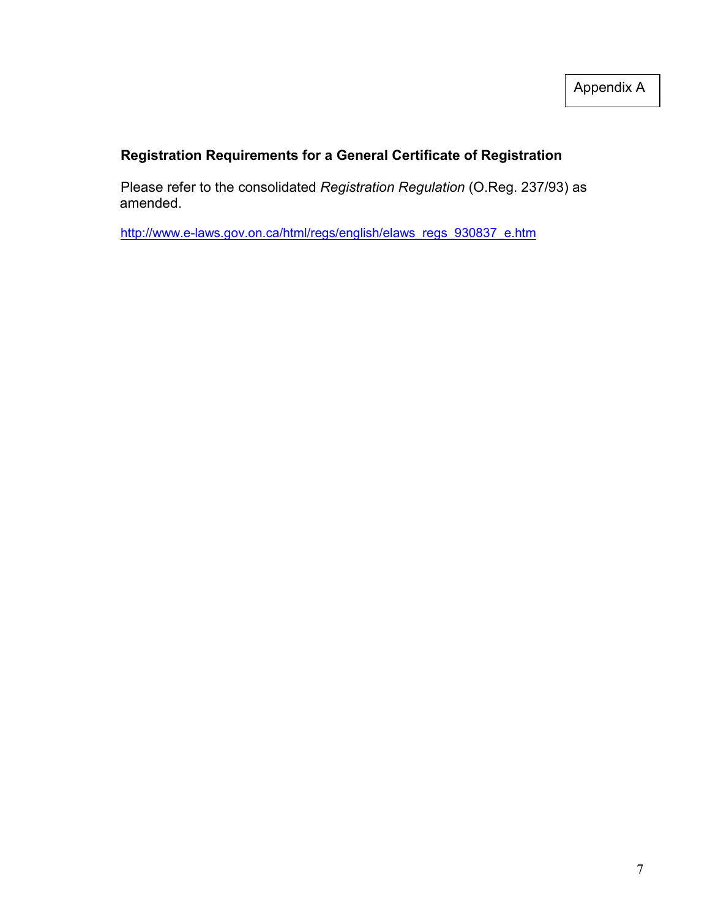Appendix A

## Registration Requirements for a General Certificate of Registration

Please refer to the consolidated *Registration Regulation* (O.Reg. 237/93) as amended.

http://www.e-laws.gov.on.ca/html/regs/english/elaws_regs_930837_e.htm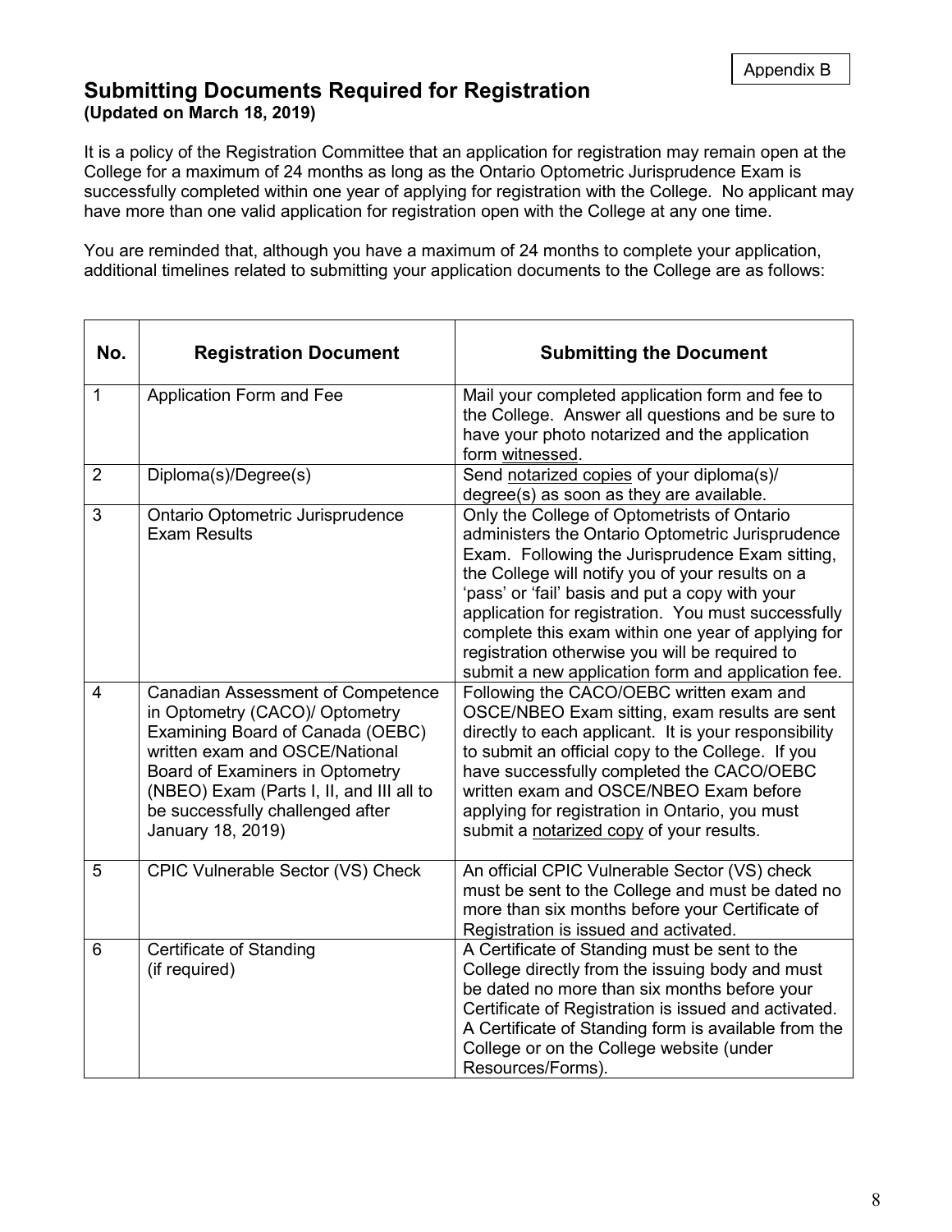Appendix B

## Submitting Documents Required for Registration
**(Updated on March 18, 2019)**

It is a policy of the Registration Committee that an application for registration may remain open at the College for a maximum of 24 months as long as the Ontario Optometric Jurisprudence Exam is successfully completed within one year of applying for registration with the College. No applicant may have more than one valid application for registration open with the College at any one time.

You are reminded that, although you have a maximum of 24 months to complete your application, additional timelines related to submitting your application documents to the College are as follows:

| No. | Registration Document | Submitting the Document |
|---|---|---|
| 1 | Application Form and Fee | Mail your completed application form and fee to the College. Answer all questions and be sure to have your photo notarized and the application form witnessed. |
| 2 | Diploma(s)/Degree(s) | Send notarized copies of your diploma(s)/ degree(s) as soon as they are available. |
| 3 | Ontario Optometric Jurisprudence Exam Results | Only the College of Optometrists of Ontario administers the Ontario Optometric Jurisprudence Exam. Following the Jurisprudence Exam sitting, the College will notify you of your results on a 'pass' or 'fail' basis and put a copy with your application for registration. You must successfully complete this exam within one year of applying for registration otherwise you will be required to submit a new application form and application fee. |
| 4 | Canadian Assessment of Competence in Optometry (CACO)/ Optometry Examining Board of Canada (OEBC) written exam and OSCE/National Board of Examiners in Optometry (NBEO) Exam (Parts I, II, and III all to be successfully challenged after January 18, 2019) | Following the CACO/OEBC written exam and OSCE/NBEO Exam sitting, exam results are sent directly to each applicant. It is your responsibility to submit an official copy to the College. If you have successfully completed the CACO/OEBC written exam and OSCE/NBEO Exam before applying for registration in Ontario, you must submit a notarized copy of your results. |
| 5 | CPIC Vulnerable Sector (VS) Check | An official CPIC Vulnerable Sector (VS) check must be sent to the College and must be dated no more than six months before your Certificate of Registration is issued and activated. |
| 6 | Certificate of Standing (if required) | A Certificate of Standing must be sent to the College directly from the issuing body and must be dated no more than six months before your Certificate of Registration is issued and activated. A Certificate of Standing form is available from the College or on the College website (under Resources/Forms). |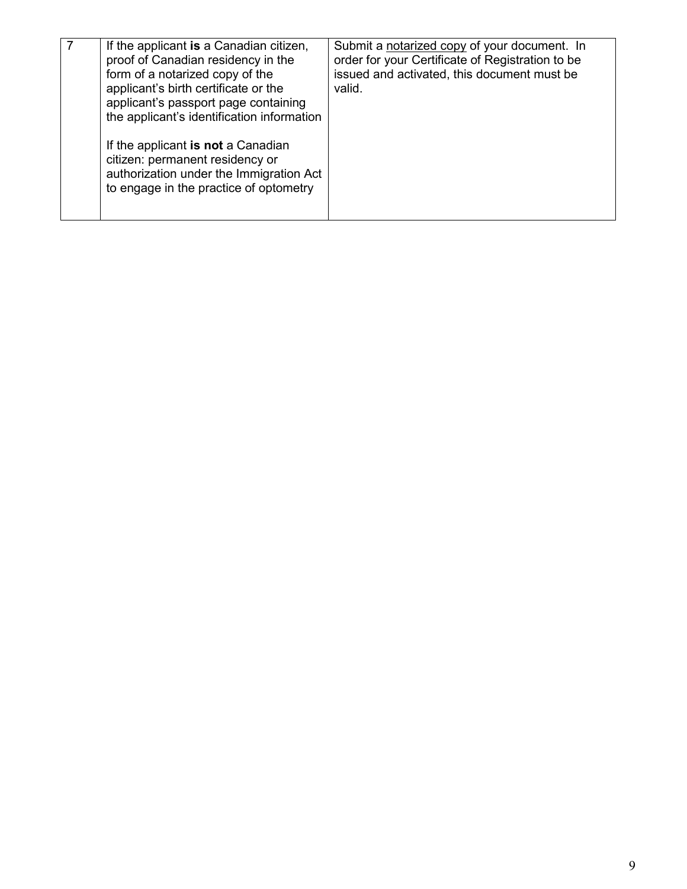| | | |
|---|---|---|
| 7 | If the applicant **is** a Canadian citizen, proof of Canadian residency in the form of a notarized copy of the applicant's birth certificate or the applicant's passport page containing the applicant's identification information<br><br>If the applicant **is not** a Canadian citizen: permanent residency or authorization under the Immigration Act to engage in the practice of optometry | Submit a <u>notarized copy</u> of your document. In order for your Certificate of Registration to be issued and activated, this document must be valid. |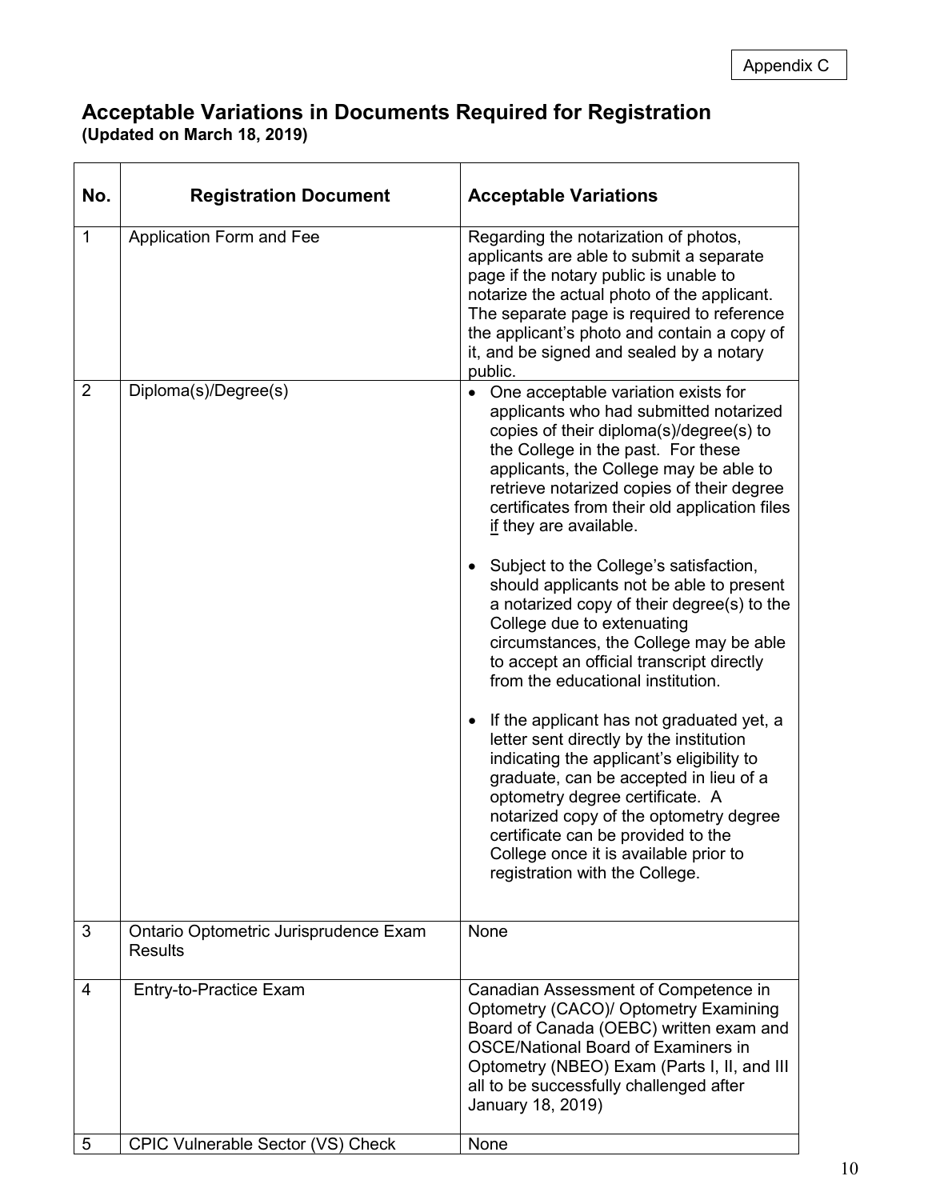Appendix C

## Acceptable Variations in Documents Required for Registration

**(Updated on March 18, 2019)**

| No. | Registration Document | Acceptable Variations |
|---|---|---|
| 1 | Application Form and Fee | Regarding the notarization of photos, applicants are able to submit a separate page if the notary public is unable to notarize the actual photo of the applicant. The separate page is required to reference the applicant's photo and contain a copy of it, and be signed and sealed by a notary public. |
| 2 | Diploma(s)/Degree(s) | • One acceptable variation exists for applicants who had submitted notarized copies of their diploma(s)/degree(s) to the College in the past. For these applicants, the College may be able to retrieve notarized copies of their degree certificates from their old application files if they are available.<br><br>• Subject to the College's satisfaction, should applicants not be able to present a notarized copy of their degree(s) to the College due to extenuating circumstances, the College may be able to accept an official transcript directly from the educational institution.<br><br>• If the applicant has not graduated yet, a letter sent directly by the institution indicating the applicant's eligibility to graduate, can be accepted in lieu of a optometry degree certificate. A notarized copy of the optometry degree certificate can be provided to the College once it is available prior to registration with the College. |
| 3 | Ontario Optometric Jurisprudence Exam Results | None |
| 4 | Entry-to-Practice Exam | Canadian Assessment of Competence in Optometry (CACO)/ Optometry Examining Board of Canada (OEBC) written exam and OSCE/National Board of Examiners in Optometry (NBEO) Exam (Parts I, II, and III all to be successfully challenged after January 18, 2019) |
| 5 | CPIC Vulnerable Sector (VS) Check | None |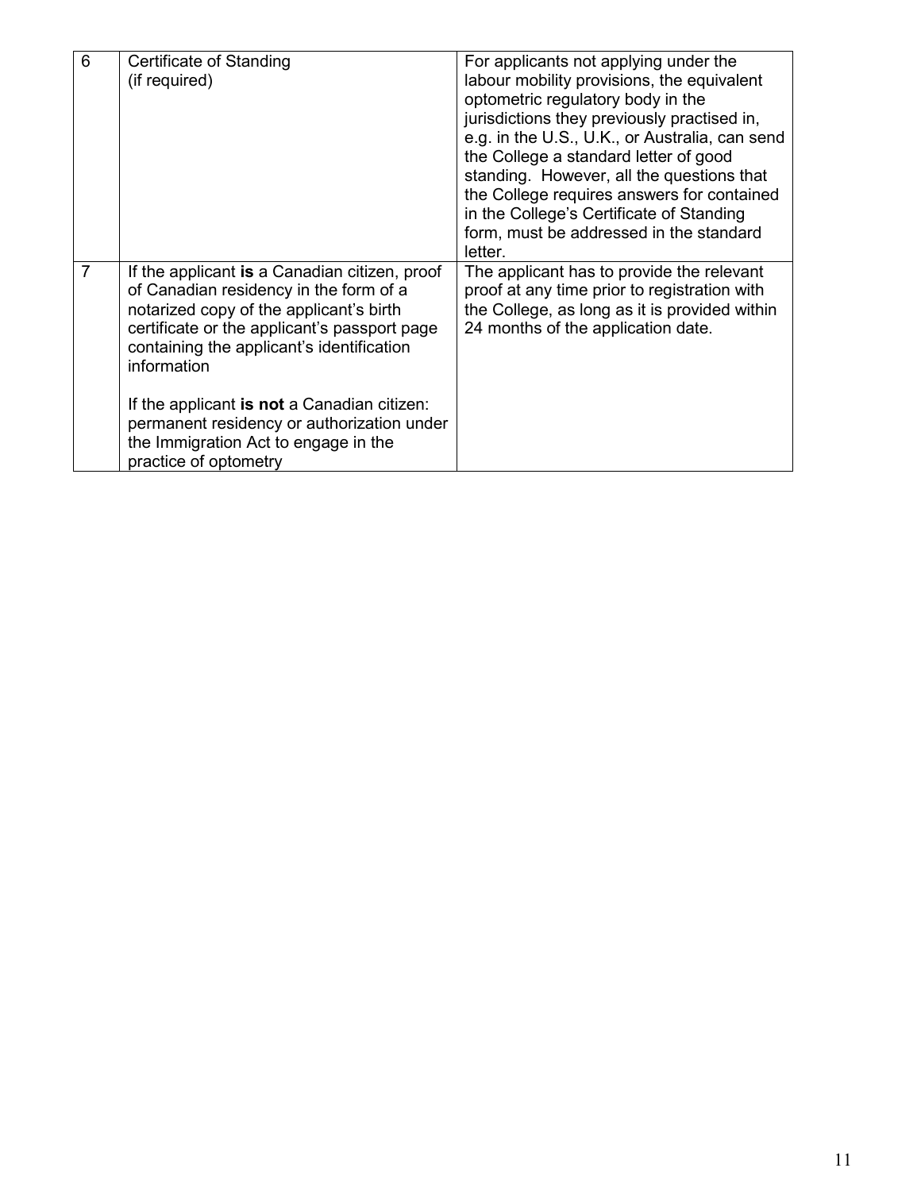| | | |
|---|---|---|
| 6 | Certificate of Standing (if required) | For applicants not applying under the labour mobility provisions, the equivalent optometric regulatory body in the jurisdictions they previously practised in, e.g. in the U.S., U.K., or Australia, can send the College a standard letter of good standing. However, all the questions that the College requires answers for contained in the College's Certificate of Standing form, must be addressed in the standard letter. |
| 7 | If the applicant **is** a Canadian citizen, proof of Canadian residency in the form of a notarized copy of the applicant's birth certificate or the applicant's passport page containing the applicant's identification information<br><br>If the applicant **is not** a Canadian citizen: permanent residency or authorization under the Immigration Act to engage in the practice of optometry | The applicant has to provide the relevant proof at any time prior to registration with the College, as long as it is provided within 24 months of the application date. |